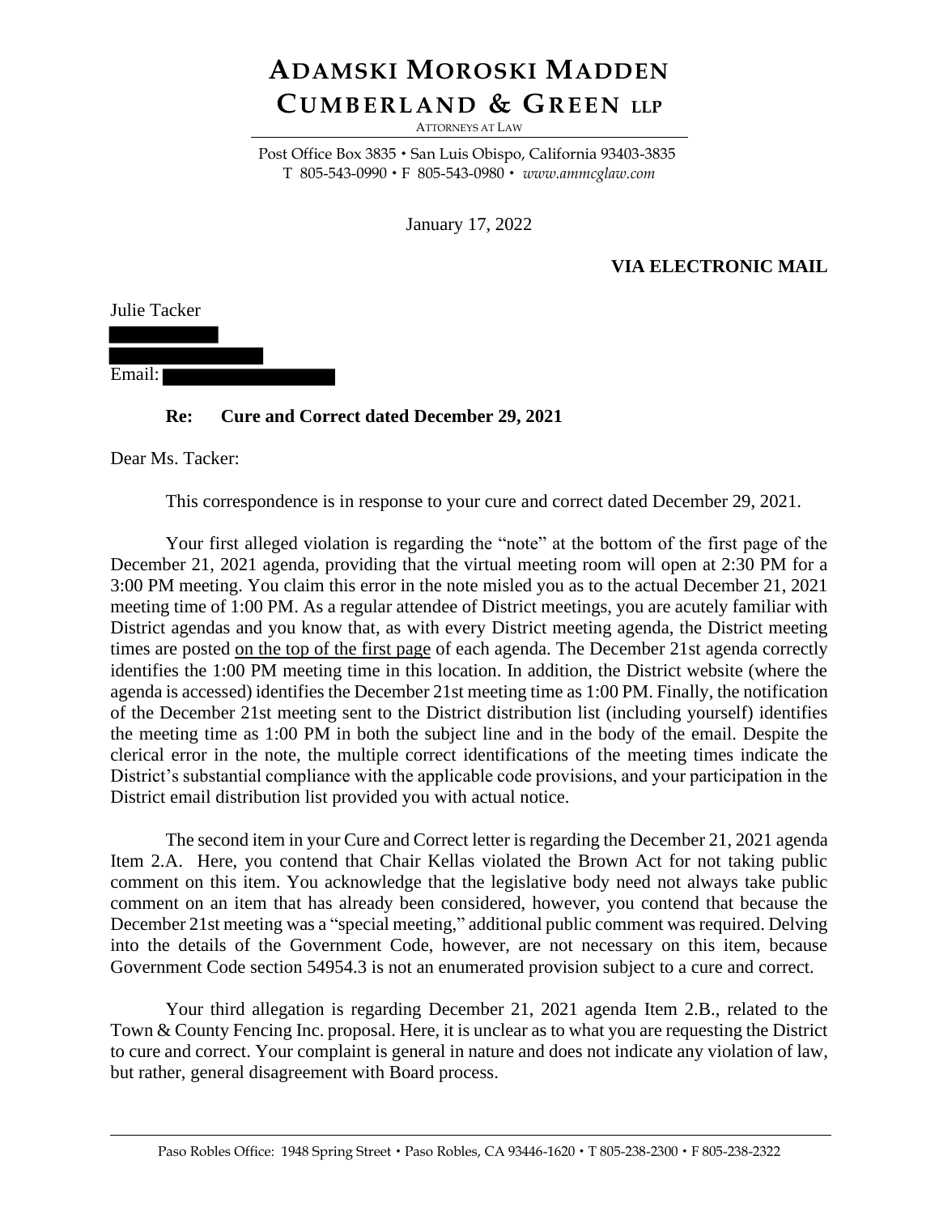# ADAMSKI MOROSKI MADDEN CUMBERLAND & GREEN LLP

ATTORNEYS AT LAW

Post Office Box 3835 • San Luis Obispo, California 93403-3835
T 805-543-0990 • F 805-543-0980 • *www.ammcglaw.com*

January 17, 2022

**VIA ELECTRONIC MAIL**

Julie Tacker

Email:

**Re: Cure and Correct dated December 29, 2021**

Dear Ms. Tacker:

This correspondence is in response to your cure and correct dated December 29, 2021.

Your first alleged violation is regarding the "note" at the bottom of the first page of the December 21, 2021 agenda, providing that the virtual meeting room will open at 2:30 PM for a 3:00 PM meeting. You claim this error in the note misled you as to the actual December 21, 2021 meeting time of 1:00 PM. As a regular attendee of District meetings, you are acutely familiar with District agendas and you know that, as with every District meeting agenda, the District meeting times are posted <u>on the top of the first page</u> of each agenda. The December 21st agenda correctly identifies the 1:00 PM meeting time in this location. In addition, the District website (where the agenda is accessed) identifies the December 21st meeting time as 1:00 PM. Finally, the notification of the December 21st meeting sent to the District distribution list (including yourself) identifies the meeting time as 1:00 PM in both the subject line and in the body of the email. Despite the clerical error in the note, the multiple correct identifications of the meeting times indicate the District's substantial compliance with the applicable code provisions, and your participation in the District email distribution list provided you with actual notice.

The second item in your Cure and Correct letter is regarding the December 21, 2021 agenda Item 2.A. Here, you contend that Chair Kellas violated the Brown Act for not taking public comment on this item. You acknowledge that the legislative body need not always take public comment on an item that has already been considered, however, you contend that because the December 21st meeting was a "special meeting," additional public comment was required. Delving into the details of the Government Code, however, are not necessary on this item, because Government Code section 54954.3 is not an enumerated provision subject to a cure and correct.

Your third allegation is regarding December 21, 2021 agenda Item 2.B., related to the Town & County Fencing Inc. proposal. Here, it is unclear as to what you are requesting the District to cure and correct. Your complaint is general in nature and does not indicate any violation of law, but rather, general disagreement with Board process.

Paso Robles Office: 1948 Spring Street • Paso Robles, CA 93446-1620 • T 805-238-2300 • F 805-238-2322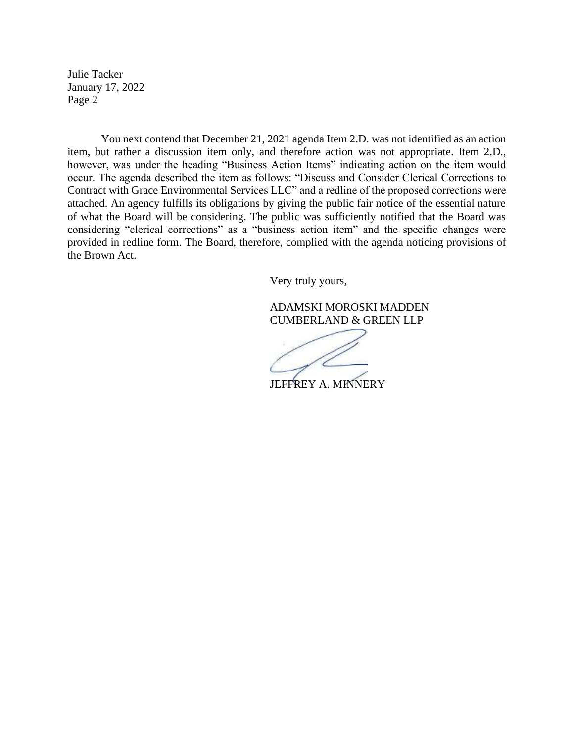You next contend that December 21, 2021 agenda Item 2.D. was not identified as an action item, but rather a discussion item only, and therefore action was not appropriate. Item 2.D., however, was under the heading "Business Action Items" indicating action on the item would occur. The agenda described the item as follows: "Discuss and Consider Clerical Corrections to Contract with Grace Environmental Services LLC" and a redline of the proposed corrections were attached. An agency fulfills its obligations by giving the public fair notice of the essential nature of what the Board will be considering. The public was sufficiently notified that the Board was considering "clerical corrections" as a "business action item" and the specific changes were provided in redline form. The Board, therefore, complied with the agenda noticing provisions of the Brown Act.

Very truly yours,

ADAMSKI MOROSKI MADDEN
CUMBERLAND & GREEN LLP

JEFFREY A. MINNERY